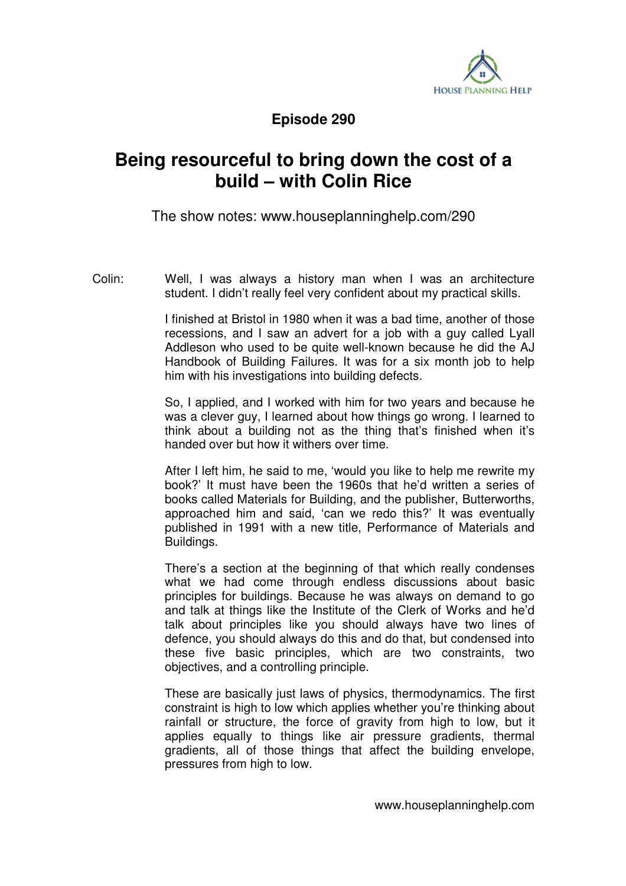**Episode 290**

# Being resourceful to bring down the cost of a build – with Colin Rice

The show notes: www.houseplanninghelp.com/290

Colin: Well, I was always a history man when I was an architecture student. I didn't really feel very confident about my practical skills.

I finished at Bristol in 1980 when it was a bad time, another of those recessions, and I saw an advert for a job with a guy called Lyall Addleson who used to be quite well-known because he did the AJ Handbook of Building Failures. It was for a six month job to help him with his investigations into building defects.

So, I applied, and I worked with him for two years and because he was a clever guy, I learned about how things go wrong. I learned to think about a building not as the thing that's finished when it's handed over but how it withers over time.

After I left him, he said to me, 'would you like to help me rewrite my book?' It must have been the 1960s that he'd written a series of books called Materials for Building, and the publisher, Butterworths, approached him and said, 'can we redo this?' It was eventually published in 1991 with a new title, Performance of Materials and Buildings.

There's a section at the beginning of that which really condenses what we had come through endless discussions about basic principles for buildings. Because he was always on demand to go and talk at things like the Institute of the Clerk of Works and he'd talk about principles like you should always have two lines of defence, you should always do this and do that, but condensed into these five basic principles, which are two constraints, two objectives, and a controlling principle.

These are basically just laws of physics, thermodynamics. The first constraint is high to low which applies whether you're thinking about rainfall or structure, the force of gravity from high to low, but it applies equally to things like air pressure gradients, thermal gradients, all of those things that affect the building envelope, pressures from high to low.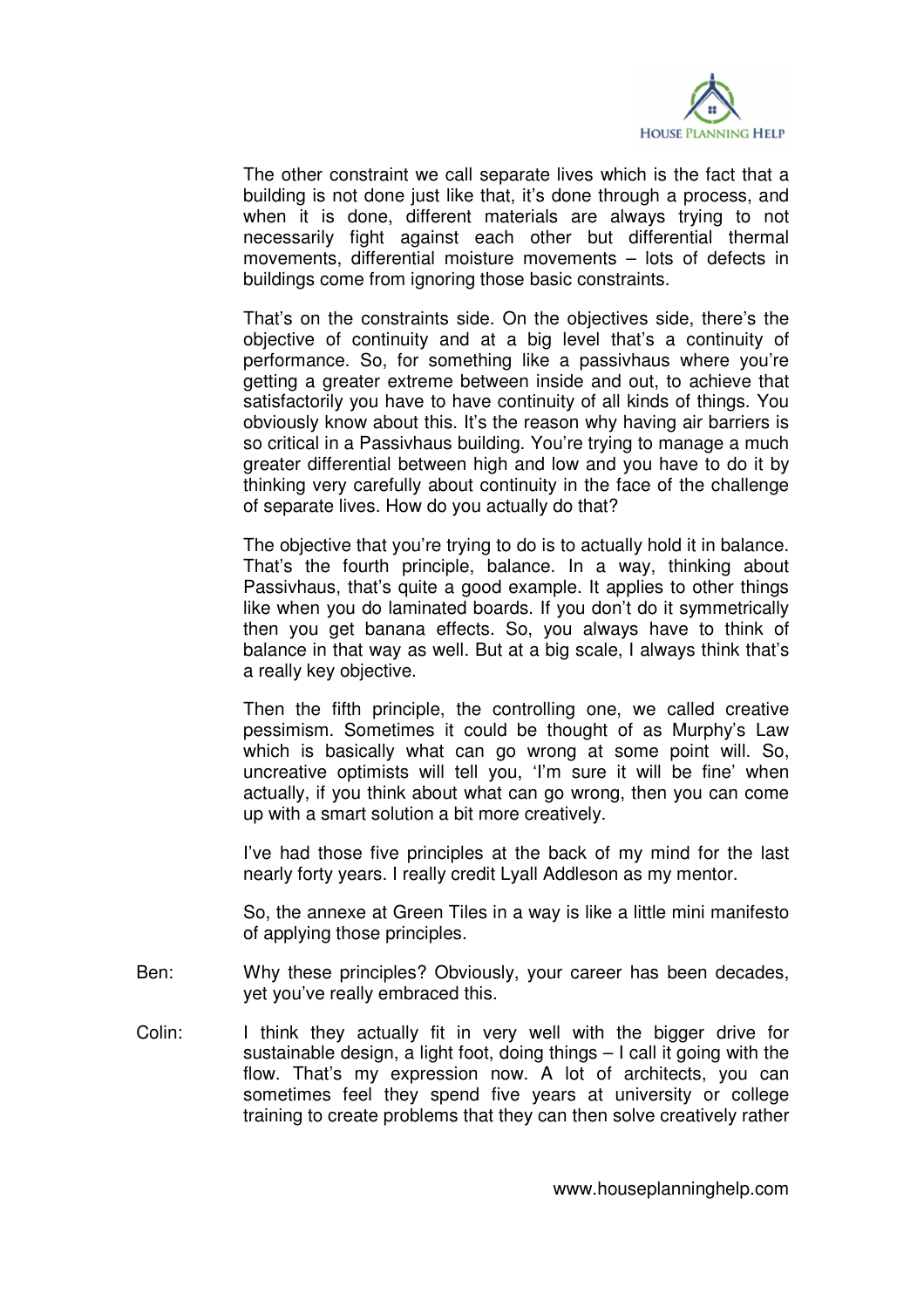The other constraint we call separate lives which is the fact that a building is not done just like that, it's done through a process, and when it is done, different materials are always trying to not necessarily fight against each other but differential thermal movements, differential moisture movements – lots of defects in buildings come from ignoring those basic constraints.

That's on the constraints side. On the objectives side, there's the objective of continuity and at a big level that's a continuity of performance. So, for something like a passivhaus where you're getting a greater extreme between inside and out, to achieve that satisfactorily you have to have continuity of all kinds of things. You obviously know about this. It's the reason why having air barriers is so critical in a Passivhaus building. You're trying to manage a much greater differential between high and low and you have to do it by thinking very carefully about continuity in the face of the challenge of separate lives. How do you actually do that?

The objective that you're trying to do is to actually hold it in balance. That's the fourth principle, balance. In a way, thinking about Passivhaus, that's quite a good example. It applies to other things like when you do laminated boards. If you don't do it symmetrically then you get banana effects. So, you always have to think of balance in that way as well. But at a big scale, I always think that's a really key objective.

Then the fifth principle, the controlling one, we called creative pessimism. Sometimes it could be thought of as Murphy's Law which is basically what can go wrong at some point will. So, uncreative optimists will tell you, 'I'm sure it will be fine' when actually, if you think about what can go wrong, then you can come up with a smart solution a bit more creatively.

I've had those five principles at the back of my mind for the last nearly forty years. I really credit Lyall Addleson as my mentor.

So, the annexe at Green Tiles in a way is like a little mini manifesto of applying those principles.

Ben: Why these principles? Obviously, your career has been decades, yet you've really embraced this.

Colin: I think they actually fit in very well with the bigger drive for sustainable design, a light foot, doing things – I call it going with the flow. That's my expression now. A lot of architects, you can sometimes feel they spend five years at university or college training to create problems that they can then solve creatively rather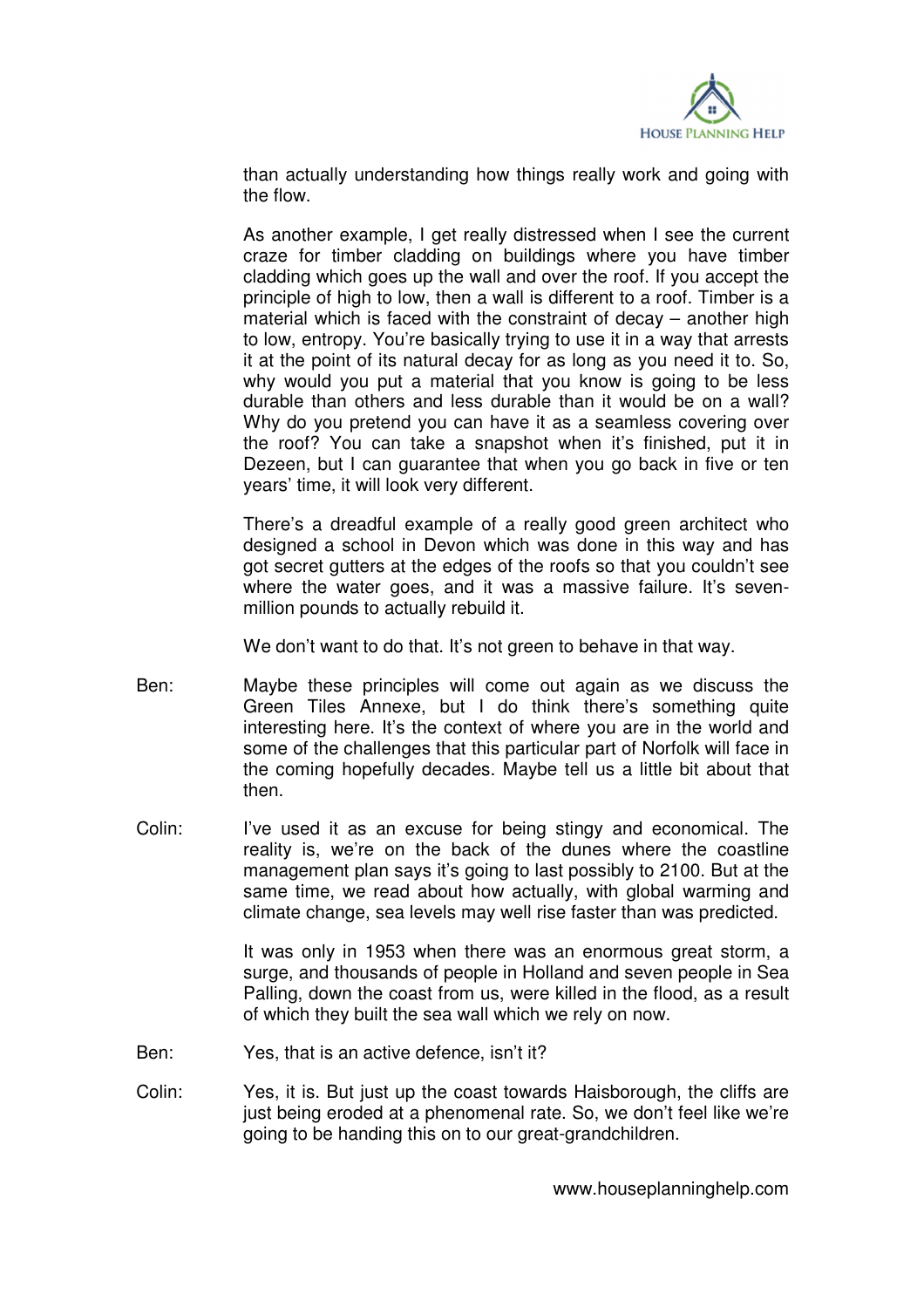than actually understanding how things really work and going with the flow.

As another example, I get really distressed when I see the current craze for timber cladding on buildings where you have timber cladding which goes up the wall and over the roof. If you accept the principle of high to low, then a wall is different to a roof. Timber is a material which is faced with the constraint of decay – another high to low, entropy. You're basically trying to use it in a way that arrests it at the point of its natural decay for as long as you need it to. So, why would you put a material that you know is going to be less durable than others and less durable than it would be on a wall? Why do you pretend you can have it as a seamless covering over the roof? You can take a snapshot when it's finished, put it in Dezeen, but I can guarantee that when you go back in five or ten years' time, it will look very different.

There's a dreadful example of a really good green architect who designed a school in Devon which was done in this way and has got secret gutters at the edges of the roofs so that you couldn't see where the water goes, and it was a massive failure. It's seven-million pounds to actually rebuild it.

We don't want to do that. It's not green to behave in that way.

Ben: Maybe these principles will come out again as we discuss the Green Tiles Annexe, but I do think there's something quite interesting here. It's the context of where you are in the world and some of the challenges that this particular part of Norfolk will face in the coming hopefully decades. Maybe tell us a little bit about that then.

Colin: I've used it as an excuse for being stingy and economical. The reality is, we're on the back of the dunes where the coastline management plan says it's going to last possibly to 2100. But at the same time, we read about how actually, with global warming and climate change, sea levels may well rise faster than was predicted.

It was only in 1953 when there was an enormous great storm, a surge, and thousands of people in Holland and seven people in Sea Palling, down the coast from us, were killed in the flood, as a result of which they built the sea wall which we rely on now.

Ben: Yes, that is an active defence, isn't it?

Colin: Yes, it is. But just up the coast towards Haisborough, the cliffs are just being eroded at a phenomenal rate. So, we don't feel like we're going to be handing this on to our great-grandchildren.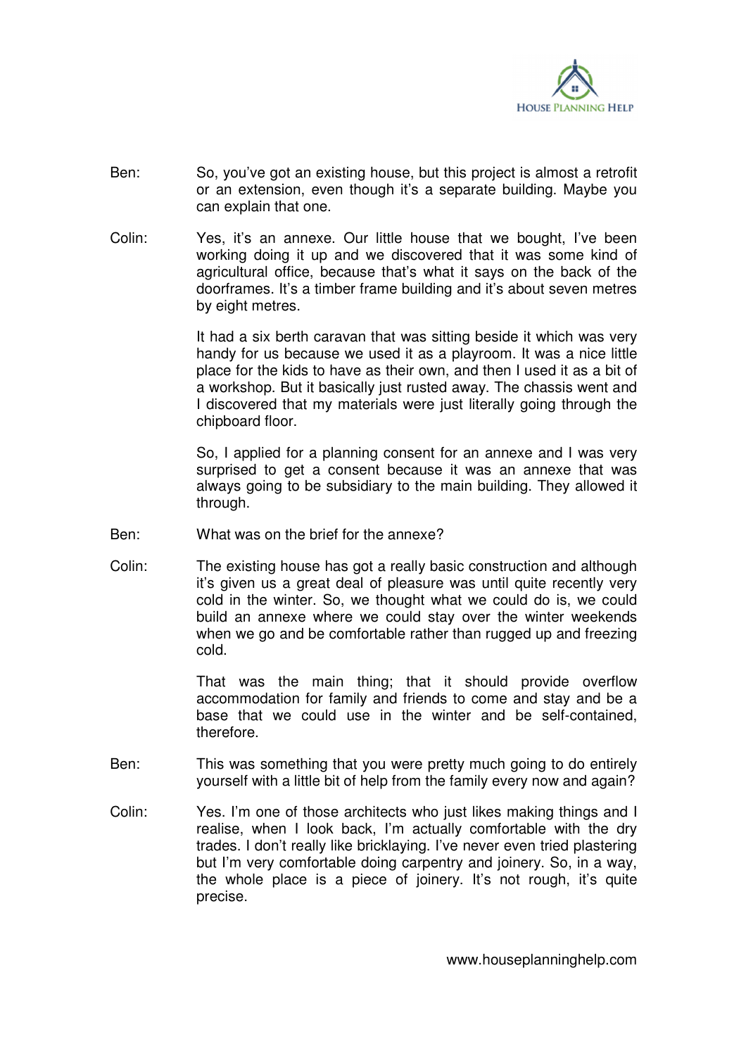Ben: So, you've got an existing house, but this project is almost a retrofit or an extension, even though it's a separate building. Maybe you can explain that one.

Colin: Yes, it's an annexe. Our little house that we bought, I've been working doing it up and we discovered that it was some kind of agricultural office, because that's what it says on the back of the doorframes. It's a timber frame building and it's about seven metres by eight metres.

It had a six berth caravan that was sitting beside it which was very handy for us because we used it as a playroom. It was a nice little place for the kids to have as their own, and then I used it as a bit of a workshop. But it basically just rusted away. The chassis went and I discovered that my materials were just literally going through the chipboard floor.

So, I applied for a planning consent for an annexe and I was very surprised to get a consent because it was an annexe that was always going to be subsidiary to the main building. They allowed it through.

Ben: What was on the brief for the annexe?

Colin: The existing house has got a really basic construction and although it's given us a great deal of pleasure was until quite recently very cold in the winter. So, we thought what we could do is, we could build an annexe where we could stay over the winter weekends when we go and be comfortable rather than rugged up and freezing cold.

That was the main thing; that it should provide overflow accommodation for family and friends to come and stay and be a base that we could use in the winter and be self-contained, therefore.

Ben: This was something that you were pretty much going to do entirely yourself with a little bit of help from the family every now and again?

Colin: Yes. I'm one of those architects who just likes making things and I realise, when I look back, I'm actually comfortable with the dry trades. I don't really like bricklaying. I've never even tried plastering but I'm very comfortable doing carpentry and joinery. So, in a way, the whole place is a piece of joinery. It's not rough, it's quite precise.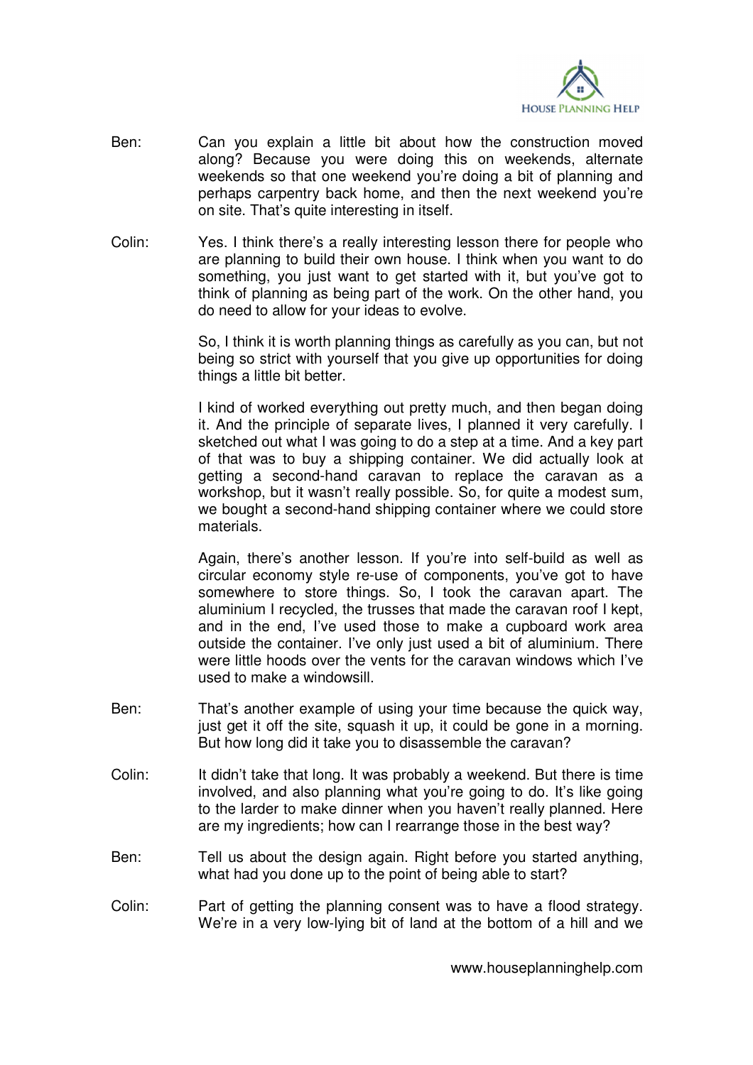Ben: Can you explain a little bit about how the construction moved along? Because you were doing this on weekends, alternate weekends so that one weekend you're doing a bit of planning and perhaps carpentry back home, and then the next weekend you're on site. That's quite interesting in itself.

Colin: Yes. I think there's a really interesting lesson there for people who are planning to build their own house. I think when you want to do something, you just want to get started with it, but you've got to think of planning as being part of the work. On the other hand, you do need to allow for your ideas to evolve.

So, I think it is worth planning things as carefully as you can, but not being so strict with yourself that you give up opportunities for doing things a little bit better.

I kind of worked everything out pretty much, and then began doing it. And the principle of separate lives, I planned it very carefully. I sketched out what I was going to do a step at a time. And a key part of that was to buy a shipping container. We did actually look at getting a second-hand caravan to replace the caravan as a workshop, but it wasn't really possible. So, for quite a modest sum, we bought a second-hand shipping container where we could store materials.

Again, there's another lesson. If you're into self-build as well as circular economy style re-use of components, you've got to have somewhere to store things. So, I took the caravan apart. The aluminium I recycled, the trusses that made the caravan roof I kept, and in the end, I've used those to make a cupboard work area outside the container. I've only just used a bit of aluminium. There were little hoods over the vents for the caravan windows which I've used to make a windowsill.

Ben: That's another example of using your time because the quick way, just get it off the site, squash it up, it could be gone in a morning. But how long did it take you to disassemble the caravan?

Colin: It didn't take that long. It was probably a weekend. But there is time involved, and also planning what you're going to do. It's like going to the larder to make dinner when you haven't really planned. Here are my ingredients; how can I rearrange those in the best way?

Ben: Tell us about the design again. Right before you started anything, what had you done up to the point of being able to start?

Colin: Part of getting the planning consent was to have a flood strategy. We're in a very low-lying bit of land at the bottom of a hill and we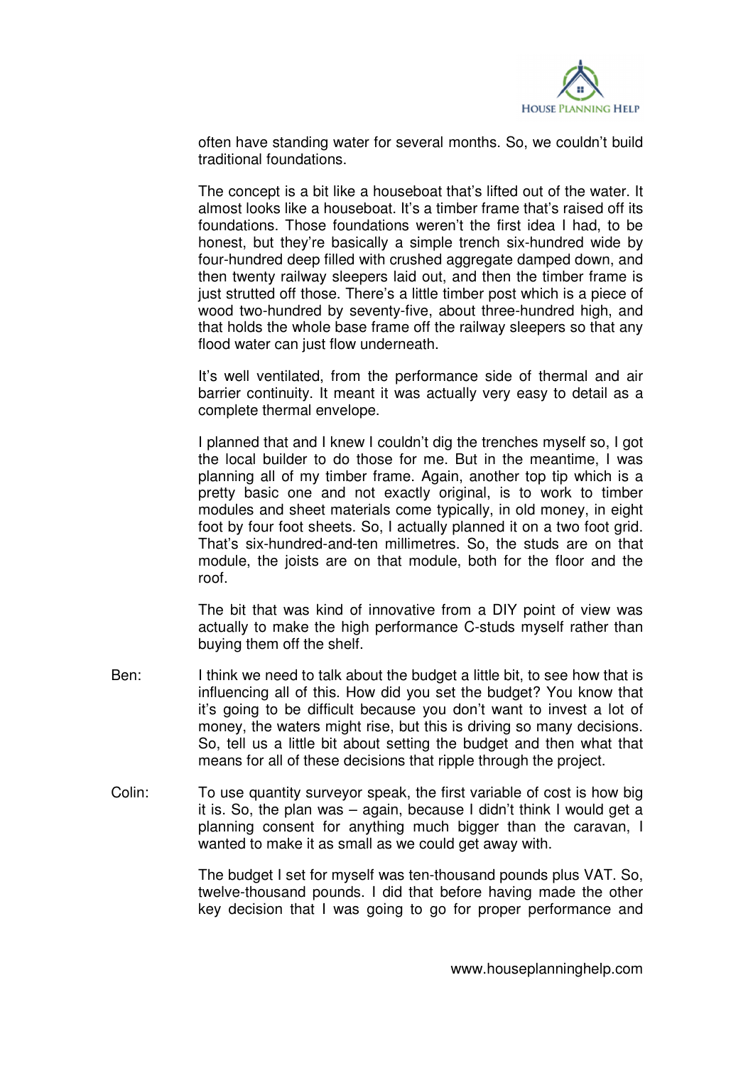often have standing water for several months. So, we couldn't build traditional foundations.

The concept is a bit like a houseboat that's lifted out of the water. It almost looks like a houseboat. It's a timber frame that's raised off its foundations. Those foundations weren't the first idea I had, to be honest, but they're basically a simple trench six-hundred wide by four-hundred deep filled with crushed aggregate damped down, and then twenty railway sleepers laid out, and then the timber frame is just strutted off those. There's a little timber post which is a piece of wood two-hundred by seventy-five, about three-hundred high, and that holds the whole base frame off the railway sleepers so that any flood water can just flow underneath.

It's well ventilated, from the performance side of thermal and air barrier continuity. It meant it was actually very easy to detail as a complete thermal envelope.

I planned that and I knew I couldn't dig the trenches myself so, I got the local builder to do those for me. But in the meantime, I was planning all of my timber frame. Again, another top tip which is a pretty basic one and not exactly original, is to work to timber modules and sheet materials come typically, in old money, in eight foot by four foot sheets. So, I actually planned it on a two foot grid. That's six-hundred-and-ten millimetres. So, the studs are on that module, the joists are on that module, both for the floor and the roof.

The bit that was kind of innovative from a DIY point of view was actually to make the high performance C-studs myself rather than buying them off the shelf.

Ben: I think we need to talk about the budget a little bit, to see how that is influencing all of this. How did you set the budget? You know that it's going to be difficult because you don't want to invest a lot of money, the waters might rise, but this is driving so many decisions. So, tell us a little bit about setting the budget and then what that means for all of these decisions that ripple through the project.

Colin: To use quantity surveyor speak, the first variable of cost is how big it is. So, the plan was – again, because I didn't think I would get a planning consent for anything much bigger than the caravan, I wanted to make it as small as we could get away with.

The budget I set for myself was ten-thousand pounds plus VAT. So, twelve-thousand pounds. I did that before having made the other key decision that I was going to go for proper performance and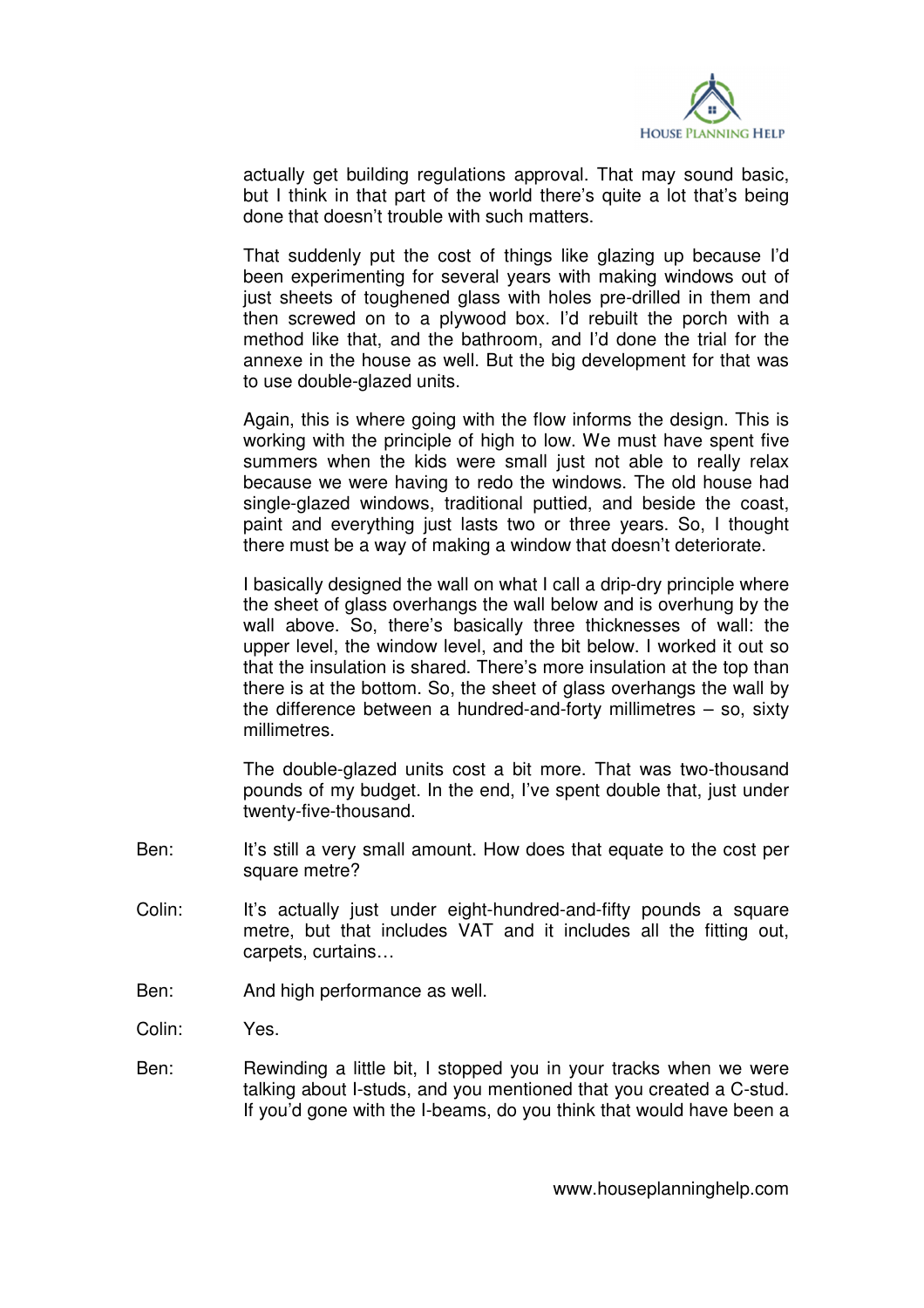actually get building regulations approval. That may sound basic, but I think in that part of the world there's quite a lot that's being done that doesn't trouble with such matters.

That suddenly put the cost of things like glazing up because I'd been experimenting for several years with making windows out of just sheets of toughened glass with holes pre-drilled in them and then screwed on to a plywood box. I'd rebuilt the porch with a method like that, and the bathroom, and I'd done the trial for the annexe in the house as well. But the big development for that was to use double-glazed units.

Again, this is where going with the flow informs the design. This is working with the principle of high to low. We must have spent five summers when the kids were small just not able to really relax because we were having to redo the windows. The old house had single-glazed windows, traditional puttied, and beside the coast, paint and everything just lasts two or three years. So, I thought there must be a way of making a window that doesn't deteriorate.

I basically designed the wall on what I call a drip-dry principle where the sheet of glass overhangs the wall below and is overhung by the wall above. So, there's basically three thicknesses of wall: the upper level, the window level, and the bit below. I worked it out so that the insulation is shared. There's more insulation at the top than there is at the bottom. So, the sheet of glass overhangs the wall by the difference between a hundred-and-forty millimetres – so, sixty millimetres.

The double-glazed units cost a bit more. That was two-thousand pounds of my budget. In the end, I've spent double that, just under twenty-five-thousand.

Ben: It's still a very small amount. How does that equate to the cost per square metre?

Colin: It's actually just under eight-hundred-and-fifty pounds a square metre, but that includes VAT and it includes all the fitting out, carpets, curtains…

Ben: And high performance as well.

Colin: Yes.

Ben: Rewinding a little bit, I stopped you in your tracks when we were talking about I-studs, and you mentioned that you created a C-stud. If you'd gone with the I-beams, do you think that would have been a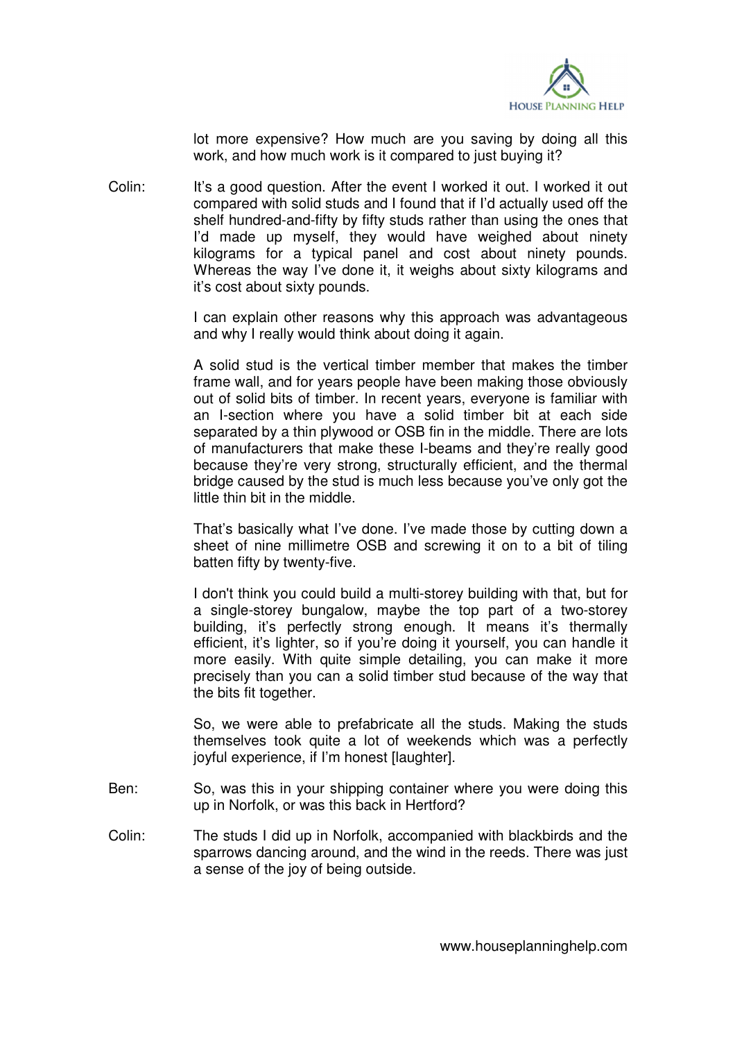lot more expensive? How much are you saving by doing all this work, and how much work is it compared to just buying it?

Colin: It's a good question. After the event I worked it out. I worked it out compared with solid studs and I found that if I'd actually used off the shelf hundred-and-fifty by fifty studs rather than using the ones that I'd made up myself, they would have weighed about ninety kilograms for a typical panel and cost about ninety pounds. Whereas the way I've done it, it weighs about sixty kilograms and it's cost about sixty pounds.

I can explain other reasons why this approach was advantageous and why I really would think about doing it again.

A solid stud is the vertical timber member that makes the timber frame wall, and for years people have been making those obviously out of solid bits of timber. In recent years, everyone is familiar with an I-section where you have a solid timber bit at each side separated by a thin plywood or OSB fin in the middle. There are lots of manufacturers that make these I-beams and they're really good because they're very strong, structurally efficient, and the thermal bridge caused by the stud is much less because you've only got the little thin bit in the middle.

That's basically what I've done. I've made those by cutting down a sheet of nine millimetre OSB and screwing it on to a bit of tiling batten fifty by twenty-five.

I don't think you could build a multi-storey building with that, but for a single-storey bungalow, maybe the top part of a two-storey building, it's perfectly strong enough. It means it's thermally efficient, it's lighter, so if you're doing it yourself, you can handle it more easily. With quite simple detailing, you can make it more precisely than you can a solid timber stud because of the way that the bits fit together.

So, we were able to prefabricate all the studs. Making the studs themselves took quite a lot of weekends which was a perfectly joyful experience, if I'm honest [laughter].

Ben: So, was this in your shipping container where you were doing this up in Norfolk, or was this back in Hertford?

Colin: The studs I did up in Norfolk, accompanied with blackbirds and the sparrows dancing around, and the wind in the reeds. There was just a sense of the joy of being outside.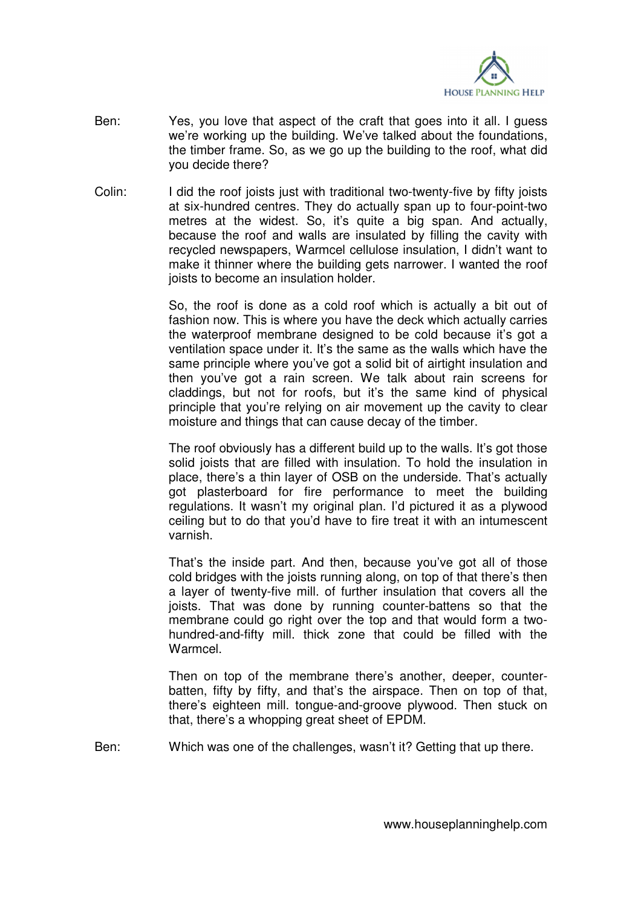Ben: Yes, you love that aspect of the craft that goes into it all. I guess we're working up the building. We've talked about the foundations, the timber frame. So, as we go up the building to the roof, what did you decide there?

Colin: I did the roof joists just with traditional two-twenty-five by fifty joists at six-hundred centres. They do actually span up to four-point-two metres at the widest. So, it's quite a big span. And actually, because the roof and walls are insulated by filling the cavity with recycled newspapers, Warmcel cellulose insulation, I didn't want to make it thinner where the building gets narrower. I wanted the roof joists to become an insulation holder.

So, the roof is done as a cold roof which is actually a bit out of fashion now. This is where you have the deck which actually carries the waterproof membrane designed to be cold because it's got a ventilation space under it. It's the same as the walls which have the same principle where you've got a solid bit of airtight insulation and then you've got a rain screen. We talk about rain screens for claddings, but not for roofs, but it's the same kind of physical principle that you're relying on air movement up the cavity to clear moisture and things that can cause decay of the timber.

The roof obviously has a different build up to the walls. It's got those solid joists that are filled with insulation. To hold the insulation in place, there's a thin layer of OSB on the underside. That's actually got plasterboard for fire performance to meet the building regulations. It wasn't my original plan. I'd pictured it as a plywood ceiling but to do that you'd have to fire treat it with an intumescent varnish.

That's the inside part. And then, because you've got all of those cold bridges with the joists running along, on top of that there's then a layer of twenty-five mill. of further insulation that covers all the joists. That was done by running counter-battens so that the membrane could go right over the top and that would form a two-hundred-and-fifty mill. thick zone that could be filled with the Warmcel.

Then on top of the membrane there's another, deeper, counter-batten, fifty by fifty, and that's the airspace. Then on top of that, there's eighteen mill. tongue-and-groove plywood. Then stuck on that, there's a whopping great sheet of EPDM.

Ben: Which was one of the challenges, wasn't it? Getting that up there.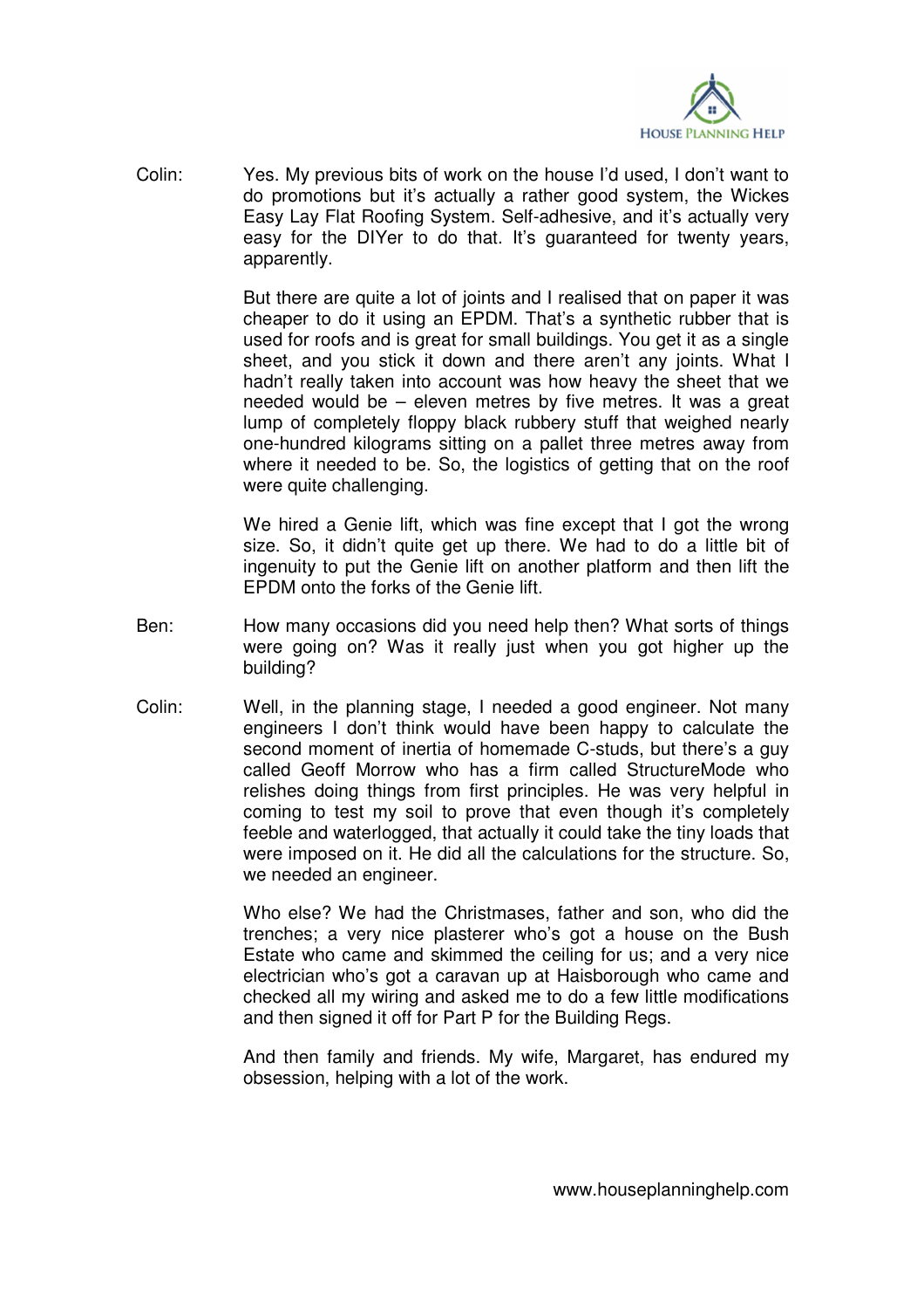Colin: Yes. My previous bits of work on the house I'd used, I don't want to do promotions but it's actually a rather good system, the Wickes Easy Lay Flat Roofing System. Self-adhesive, and it's actually very easy for the DIYer to do that. It's guaranteed for twenty years, apparently.

But there are quite a lot of joints and I realised that on paper it was cheaper to do it using an EPDM. That's a synthetic rubber that is used for roofs and is great for small buildings. You get it as a single sheet, and you stick it down and there aren't any joints. What I hadn't really taken into account was how heavy the sheet that we needed would be – eleven metres by five metres. It was a great lump of completely floppy black rubbery stuff that weighed nearly one-hundred kilograms sitting on a pallet three metres away from where it needed to be. So, the logistics of getting that on the roof were quite challenging.

We hired a Genie lift, which was fine except that I got the wrong size. So, it didn't quite get up there. We had to do a little bit of ingenuity to put the Genie lift on another platform and then lift the EPDM onto the forks of the Genie lift.

Ben: How many occasions did you need help then? What sorts of things were going on? Was it really just when you got higher up the building?

Colin: Well, in the planning stage, I needed a good engineer. Not many engineers I don't think would have been happy to calculate the second moment of inertia of homemade C-studs, but there's a guy called Geoff Morrow who has a firm called StructureMode who relishes doing things from first principles. He was very helpful in coming to test my soil to prove that even though it's completely feeble and waterlogged, that actually it could take the tiny loads that were imposed on it. He did all the calculations for the structure. So, we needed an engineer.

Who else? We had the Christmases, father and son, who did the trenches; a very nice plasterer who's got a house on the Bush Estate who came and skimmed the ceiling for us; and a very nice electrician who's got a caravan up at Haisborough who came and checked all my wiring and asked me to do a few little modifications and then signed it off for Part P for the Building Regs.

And then family and friends. My wife, Margaret, has endured my obsession, helping with a lot of the work.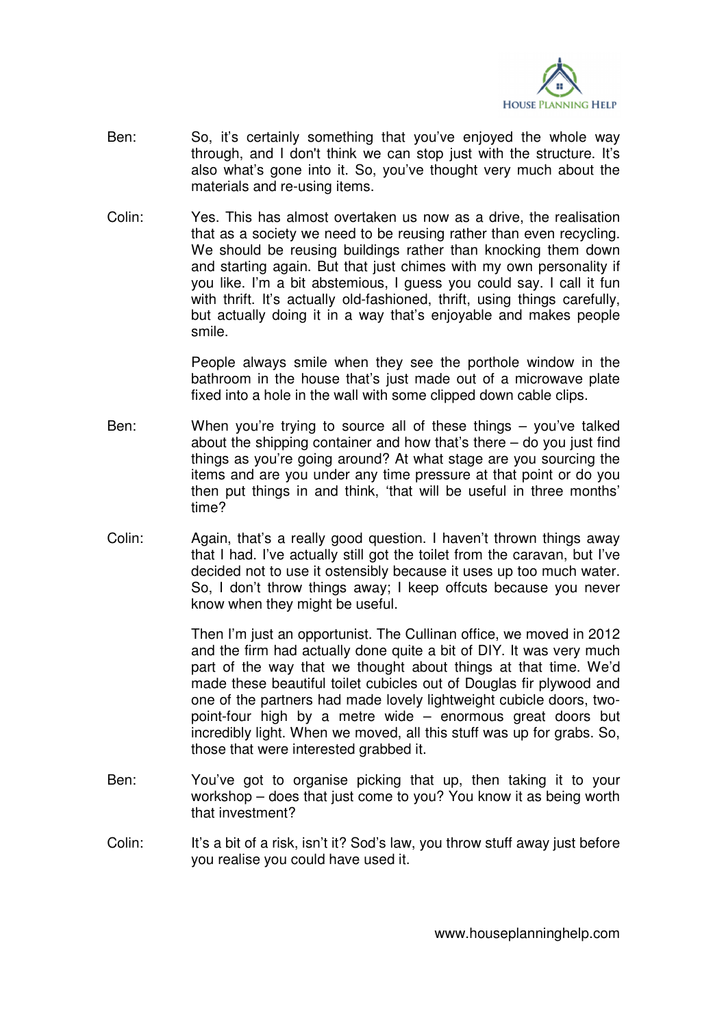Ben: So, it's certainly something that you've enjoyed the whole way through, and I don't think we can stop just with the structure. It's also what's gone into it. So, you've thought very much about the materials and re-using items.

Colin: Yes. This has almost overtaken us now as a drive, the realisation that as a society we need to be reusing rather than even recycling. We should be reusing buildings rather than knocking them down and starting again. But that just chimes with my own personality if you like. I'm a bit abstemious, I guess you could say. I call it fun with thrift. It's actually old-fashioned, thrift, using things carefully, but actually doing it in a way that's enjoyable and makes people smile.

People always smile when they see the porthole window in the bathroom in the house that's just made out of a microwave plate fixed into a hole in the wall with some clipped down cable clips.

Ben: When you're trying to source all of these things – you've talked about the shipping container and how that's there – do you just find things as you're going around? At what stage are you sourcing the items and are you under any time pressure at that point or do you then put things in and think, 'that will be useful in three months' time?

Colin: Again, that's a really good question. I haven't thrown things away that I had. I've actually still got the toilet from the caravan, but I've decided not to use it ostensibly because it uses up too much water. So, I don't throw things away; I keep offcuts because you never know when they might be useful.

Then I'm just an opportunist. The Cullinan office, we moved in 2012 and the firm had actually done quite a bit of DIY. It was very much part of the way that we thought about things at that time. We'd made these beautiful toilet cubicles out of Douglas fir plywood and one of the partners had made lovely lightweight cubicle doors, two-point-four high by a metre wide – enormous great doors but incredibly light. When we moved, all this stuff was up for grabs. So, those that were interested grabbed it.

Ben: You've got to organise picking that up, then taking it to your workshop – does that just come to you? You know it as being worth that investment?

Colin: It's a bit of a risk, isn't it? Sod's law, you throw stuff away just before you realise you could have used it.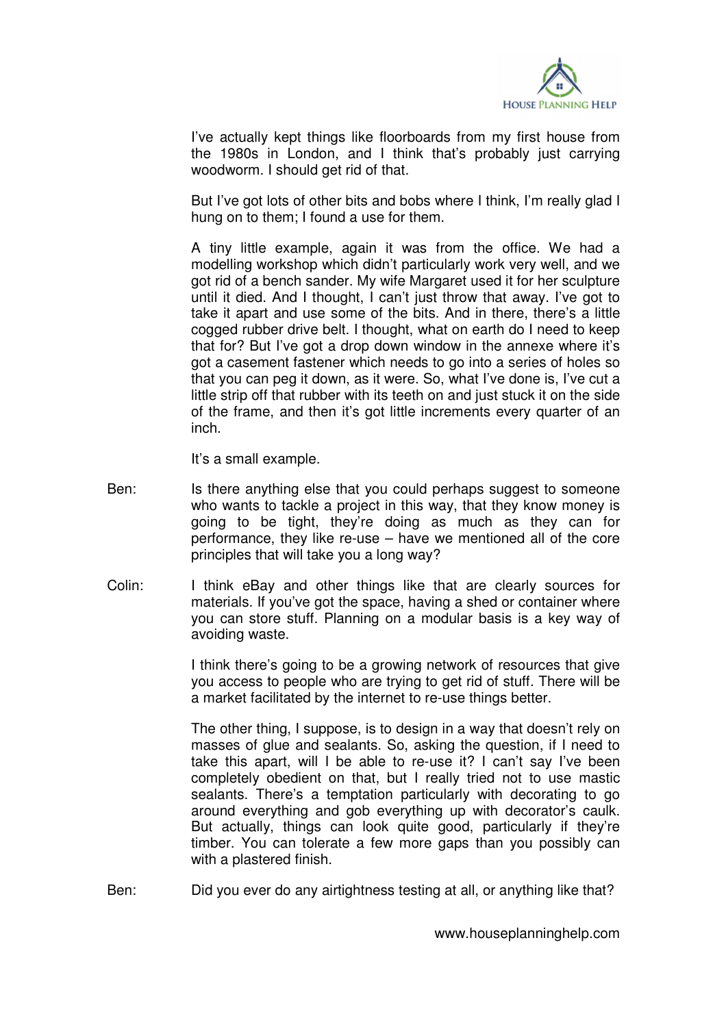I've actually kept things like floorboards from my first house from the 1980s in London, and I think that's probably just carrying woodworm. I should get rid of that.

But I've got lots of other bits and bobs where I think, I'm really glad I hung on to them; I found a use for them.

A tiny little example, again it was from the office. We had a modelling workshop which didn't particularly work very well, and we got rid of a bench sander. My wife Margaret used it for her sculpture until it died. And I thought, I can't just throw that away. I've got to take it apart and use some of the bits. And in there, there's a little cogged rubber drive belt. I thought, what on earth do I need to keep that for? But I've got a drop down window in the annexe where it's got a casement fastener which needs to go into a series of holes so that you can peg it down, as it were. So, what I've done is, I've cut a little strip off that rubber with its teeth on and just stuck it on the side of the frame, and then it's got little increments every quarter of an inch.

It's a small example.

Ben: Is there anything else that you could perhaps suggest to someone who wants to tackle a project in this way, that they know money is going to be tight, they're doing as much as they can for performance, they like re-use – have we mentioned all of the core principles that will take you a long way?

Colin: I think eBay and other things like that are clearly sources for materials. If you've got the space, having a shed or container where you can store stuff. Planning on a modular basis is a key way of avoiding waste.

I think there's going to be a growing network of resources that give you access to people who are trying to get rid of stuff. There will be a market facilitated by the internet to re-use things better.

The other thing, I suppose, is to design in a way that doesn't rely on masses of glue and sealants. So, asking the question, if I need to take this apart, will I be able to re-use it? I can't say I've been completely obedient on that, but I really tried not to use mastic sealants. There's a temptation particularly with decorating to go around everything and gob everything up with decorator's caulk. But actually, things can look quite good, particularly if they're timber. You can tolerate a few more gaps than you possibly can with a plastered finish.

Ben: Did you ever do any airtightness testing at all, or anything like that?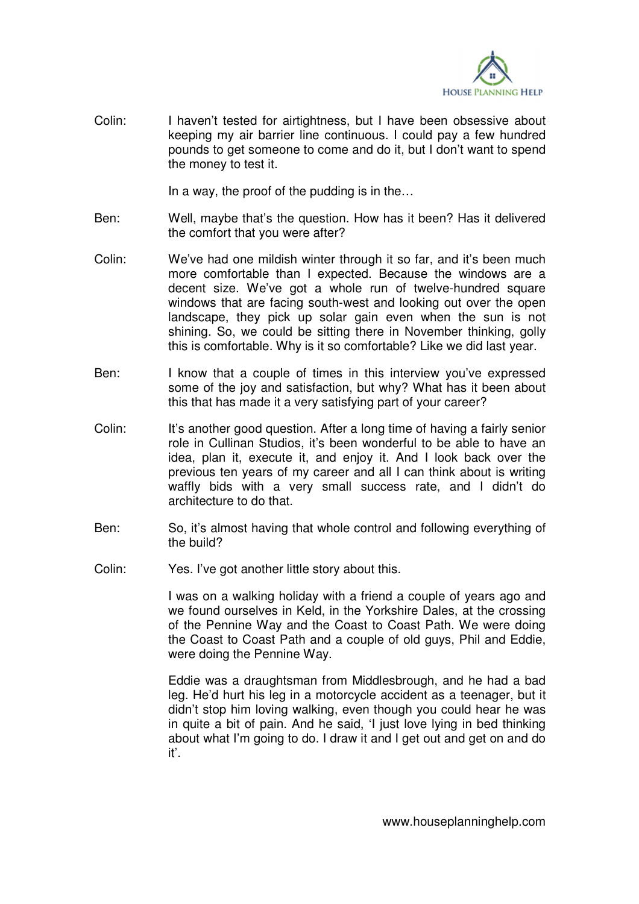Colin: I haven't tested for airtightness, but I have been obsessive about keeping my air barrier line continuous. I could pay a few hundred pounds to get someone to come and do it, but I don't want to spend the money to test it.

In a way, the proof of the pudding is in the…

Ben: Well, maybe that's the question. How has it been? Has it delivered the comfort that you were after?

Colin: We've had one mildish winter through it so far, and it's been much more comfortable than I expected. Because the windows are a decent size. We've got a whole run of twelve-hundred square windows that are facing south-west and looking out over the open landscape, they pick up solar gain even when the sun is not shining. So, we could be sitting there in November thinking, golly this is comfortable. Why is it so comfortable? Like we did last year.

Ben: I know that a couple of times in this interview you've expressed some of the joy and satisfaction, but why? What has it been about this that has made it a very satisfying part of your career?

Colin: It's another good question. After a long time of having a fairly senior role in Cullinan Studios, it's been wonderful to be able to have an idea, plan it, execute it, and enjoy it. And I look back over the previous ten years of my career and all I can think about is writing waffly bids with a very small success rate, and I didn't do architecture to do that.

Ben: So, it's almost having that whole control and following everything of the build?

Colin: Yes. I've got another little story about this.

I was on a walking holiday with a friend a couple of years ago and we found ourselves in Keld, in the Yorkshire Dales, at the crossing of the Pennine Way and the Coast to Coast Path. We were doing the Coast to Coast Path and a couple of old guys, Phil and Eddie, were doing the Pennine Way.

Eddie was a draughtsman from Middlesbrough, and he had a bad leg. He'd hurt his leg in a motorcycle accident as a teenager, but it didn't stop him loving walking, even though you could hear he was in quite a bit of pain. And he said, 'I just love lying in bed thinking about what I'm going to do. I draw it and I get out and get on and do it'.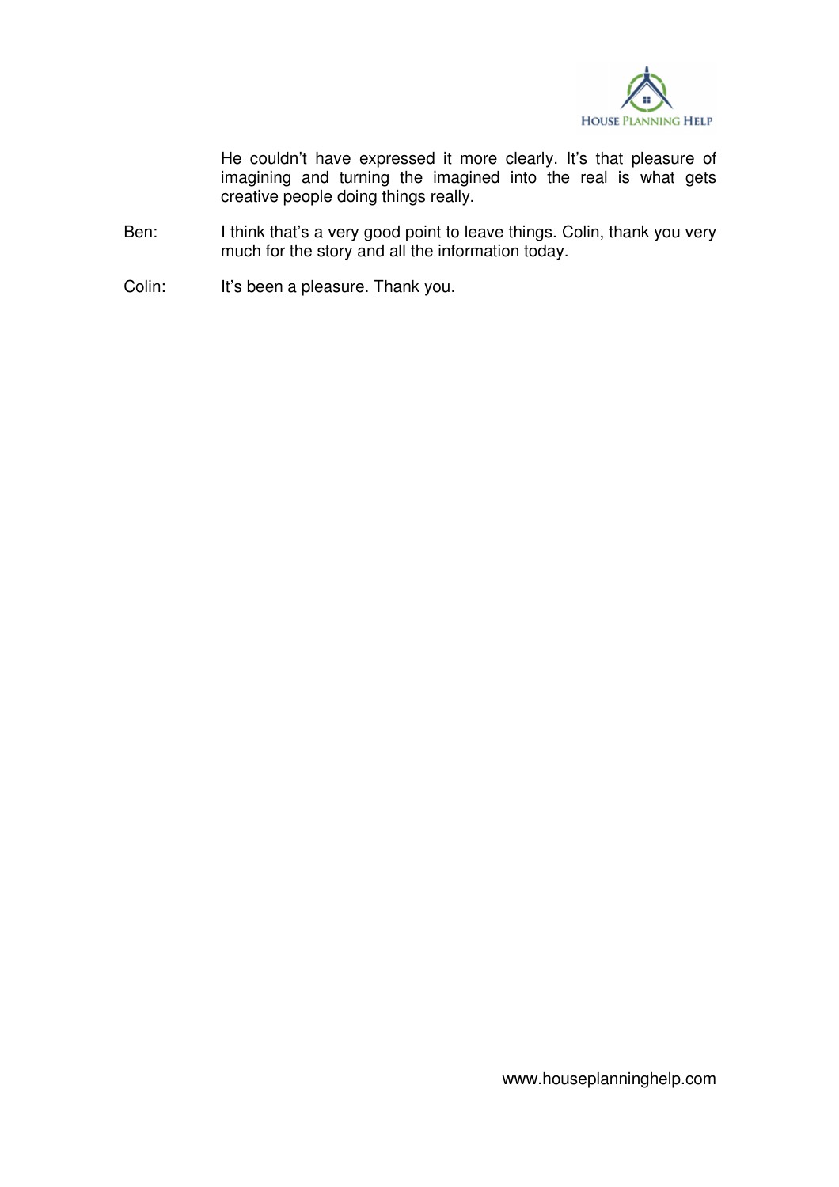He couldn't have expressed it more clearly. It's that pleasure of imagining and turning the imagined into the real is what gets creative people doing things really.

Ben: I think that's a very good point to leave things. Colin, thank you very much for the story and all the information today.

Colin: It's been a pleasure. Thank you.